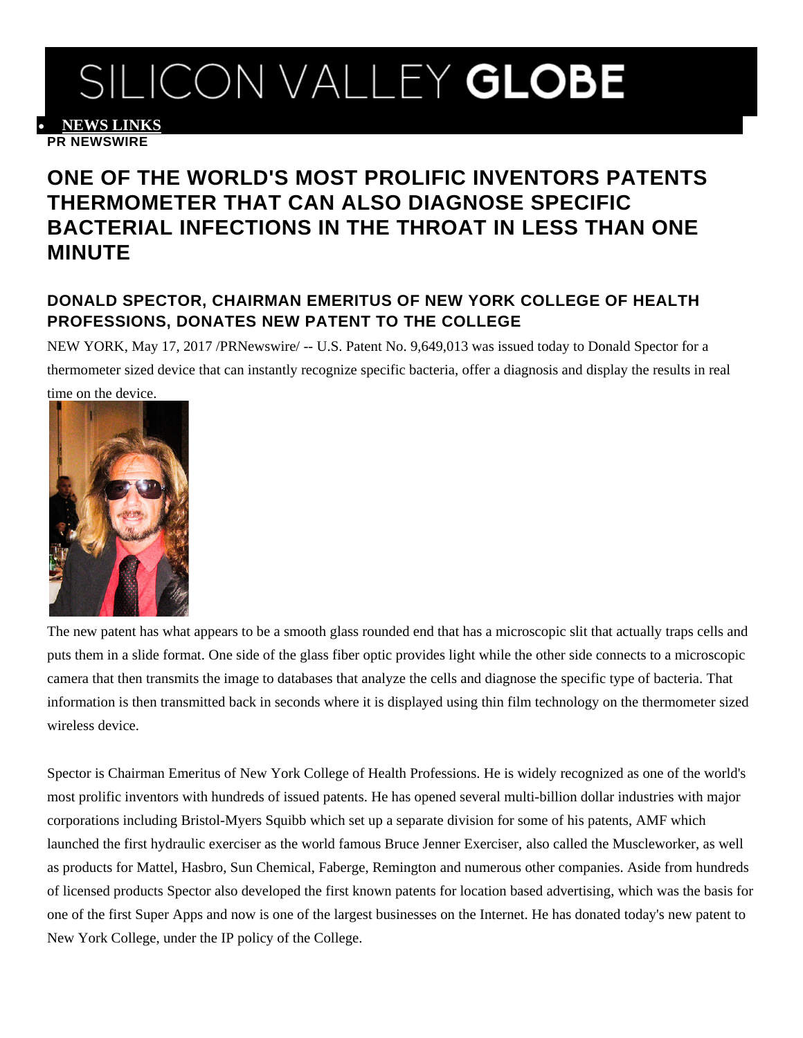# SILICON VALLEY GLOBE

- **NEWS LINKS**

**PR NEWSWIRE**

# ONE OF THE WORLD'S MOST PROLIFIC INVENTORS PATENTS THERMOMETER THAT CAN ALSO DIAGNOSE SPECIFIC BACTERIAL INFECTIONS IN THE THROAT IN LESS THAN ONE MINUTE

## DONALD SPECTOR, CHAIRMAN EMERITUS OF NEW YORK COLLEGE OF HEALTH PROFESSIONS, DONATES NEW PATENT TO THE COLLEGE

NEW YORK, May 17, 2017 /PRNewswire/ -- U.S. Patent No. 9,649,013 was issued today to Donald Spector for a thermometer sized device that can instantly recognize specific bacteria, offer a diagnosis and display the results in real time on the device.

The new patent has what appears to be a smooth glass rounded end that has a microscopic slit that actually traps cells and puts them in a slide format. One side of the glass fiber optic provides light while the other side connects to a microscopic camera that then transmits the image to databases that analyze the cells and diagnose the specific type of bacteria. That information is then transmitted back in seconds where it is displayed using thin film technology on the thermometer sized wireless device.

Spector is Chairman Emeritus of New York College of Health Professions. He is widely recognized as one of the world's most prolific inventors with hundreds of issued patents. He has opened several multi-billion dollar industries with major corporations including Bristol-Myers Squibb which set up a separate division for some of his patents, AMF which launched the first hydraulic exerciser as the world famous Bruce Jenner Exerciser, also called the Muscleworker, as well as products for Mattel, Hasbro, Sun Chemical, Faberge, Remington and numerous other companies. Aside from hundreds of licensed products Spector also developed the first known patents for location based advertising, which was the basis for one of the first Super Apps and now is one of the largest businesses on the Internet. He has donated today's new patent to New York College, under the IP policy of the College.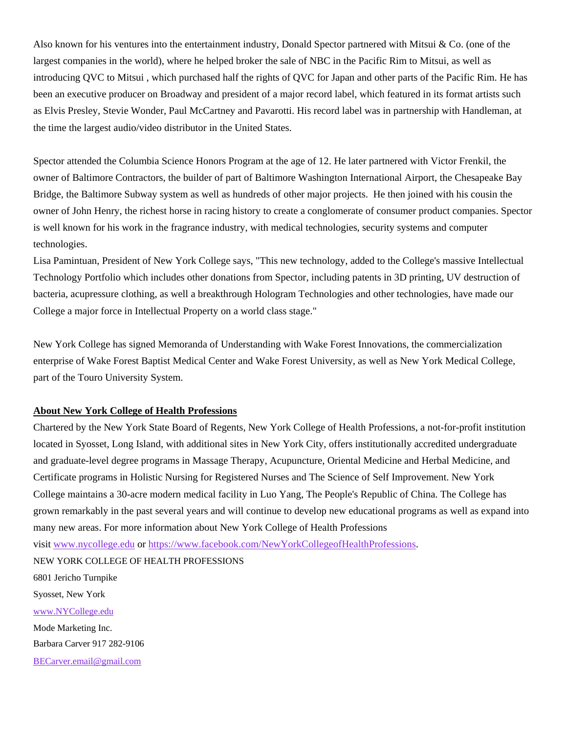Also known for his ventures into the entertainment industry, Donald Spector partnered with Mitsui & Co. (one of the largest companies in the world), where he helped broker the sale of NBC in the Pacific Rim to Mitsui, as well as introducing QVC to Mitsui , which purchased half the rights of QVC for Japan and other parts of the Pacific Rim. He has been an executive producer on Broadway and president of a major record label, which featured in its format artists such as Elvis Presley, Stevie Wonder, Paul McCartney and Pavarotti. His record label was in partnership with Handleman, at the time the largest audio/video distributor in the United States.

Spector attended the Columbia Science Honors Program at the age of 12. He later partnered with Victor Frenkil, the owner of Baltimore Contractors, the builder of part of Baltimore Washington International Airport, the Chesapeake Bay Bridge, the Baltimore Subway system as well as hundreds of other major projects. He then joined with his cousin the owner of John Henry, the richest horse in racing history to create a conglomerate of consumer product companies. Spector is well known for his work in the fragrance industry, with medical technologies, security systems and computer technologies.

Lisa Pamintuan, President of New York College says, "This new technology, added to the College's massive Intellectual Technology Portfolio which includes other donations from Spector, including patents in 3D printing, UV destruction of bacteria, acupressure clothing, as well a breakthrough Hologram Technologies and other technologies, have made our College a major force in Intellectual Property on a world class stage."

New York College has signed Memoranda of Understanding with Wake Forest Innovations, the commercialization enterprise of Wake Forest Baptist Medical Center and Wake Forest University, as well as New York Medical College, part of the Touro University System.

**About New York College of Health Professions**

Chartered by the New York State Board of Regents, New York College of Health Professions, a not-for-profit institution located in Syosset, Long Island, with additional sites in New York City, offers institutionally accredited undergraduate and graduate-level degree programs in Massage Therapy, Acupuncture, Oriental Medicine and Herbal Medicine, and Certificate programs in Holistic Nursing for Registered Nurses and The Science of Self Improvement. New York College maintains a 30-acre modern medical facility in Luo Yang, The People's Republic of China. The College has grown remarkably in the past several years and will continue to develop new educational programs as well as expand into many new areas. For more information about New York College of Health Professions visit www.nycollege.edu or https://www.facebook.com/NewYorkCollegeofHealthProfessions.

NEW YORK COLLEGE OF HEALTH PROFESSIONS

6801 Jericho Turnpike

Syosset, New York

www.NYCollege.edu

Mode Marketing Inc.

Barbara Carver 917 282-9106

BECarver.email@gmail.com